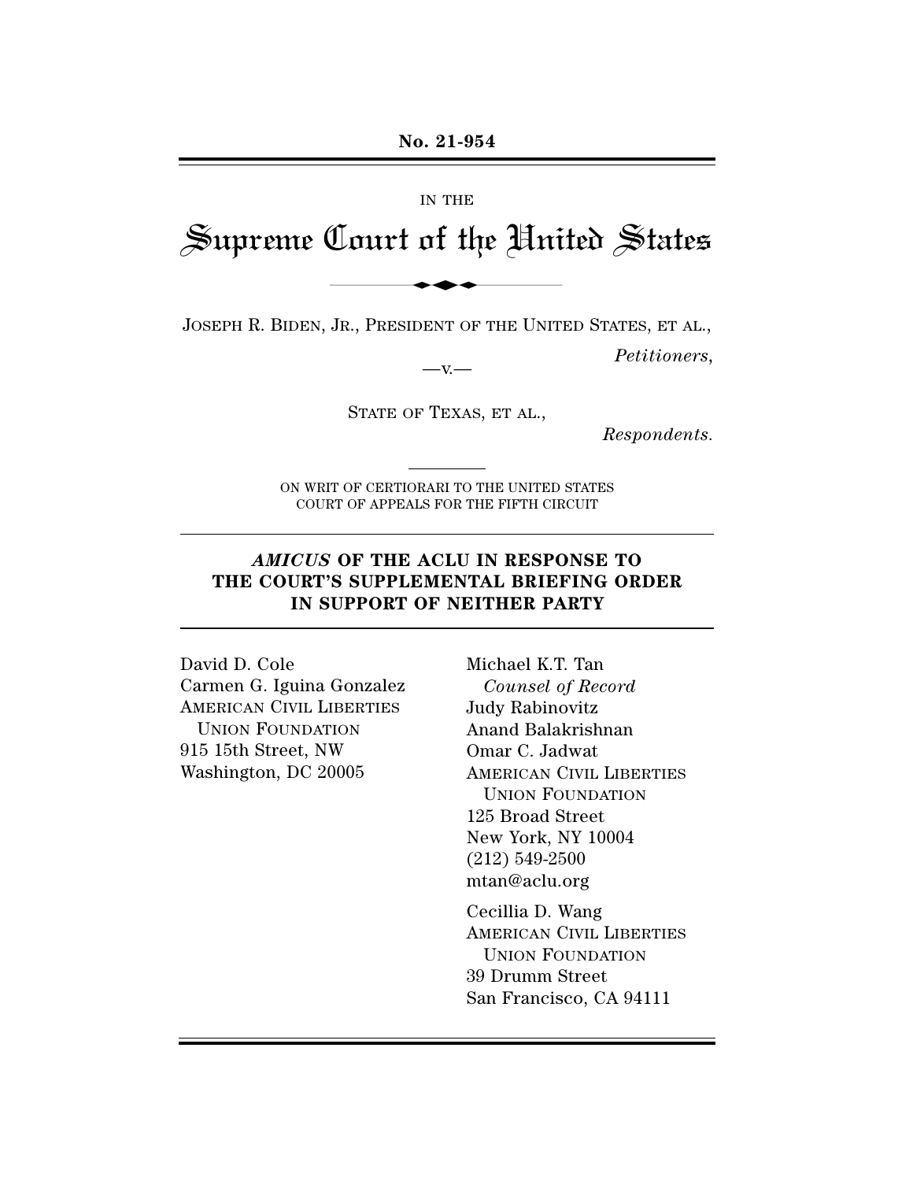No. 21-954

IN THE

# Supreme Court of the United States

JOSEPH R. BIDEN, JR., PRESIDENT OF THE UNITED STATES, ET AL.,

*Petitioners*,

—v.—

STATE OF TEXAS, ET AL.,

*Respondents*.

ON WRIT OF CERTIORARI TO THE UNITED STATES COURT OF APPEALS FOR THE FIFTH CIRCUIT

## *AMICUS* OF THE ACLU IN RESPONSE TO THE COURT'S SUPPLEMENTAL BRIEFING ORDER IN SUPPORT OF NEITHER PARTY

David D. Cole
Carmen G. Iguina Gonzalez
AMERICAN CIVIL LIBERTIES UNION FOUNDATION
915 15th Street, NW
Washington, DC 20005

Michael K.T. Tan
*Counsel of Record*
Judy Rabinovitz
Anand Balakrishnan
Omar C. Jadwat
AMERICAN CIVIL LIBERTIES UNION FOUNDATION
125 Broad Street
New York, NY 10004
(212) 549-2500
mtan@aclu.org

Cecillia D. Wang
AMERICAN CIVIL LIBERTIES UNION FOUNDATION
39 Drumm Street
San Francisco, CA 94111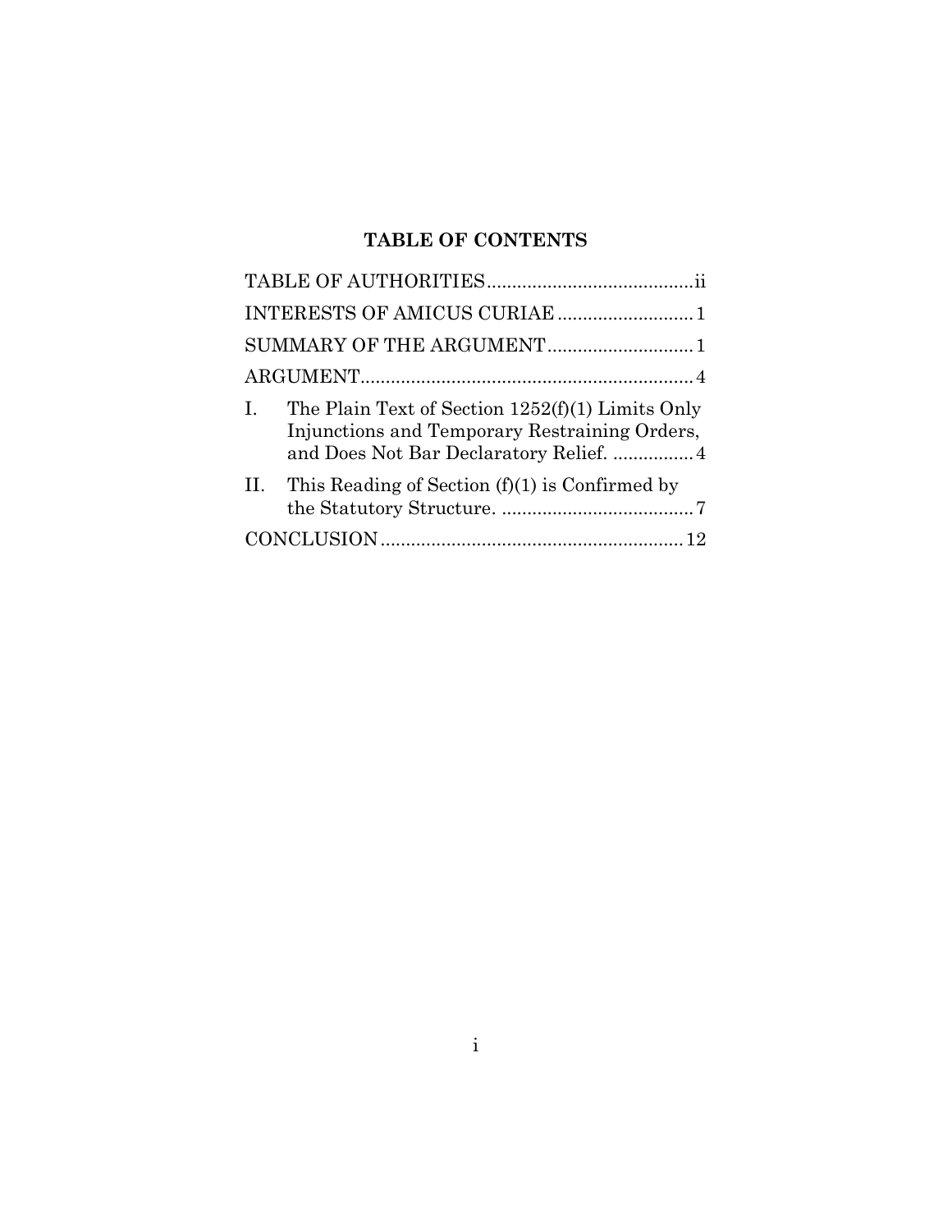## TABLE OF CONTENTS

| | |
|---|---|
| TABLE OF AUTHORITIES | ii |
| INTERESTS OF AMICUS CURIAE | 1 |
| SUMMARY OF THE ARGUMENT | 1 |
| ARGUMENT | 4 |
| I. The Plain Text of Section 1252(f)(1) Limits Only Injunctions and Temporary Restraining Orders, and Does Not Bar Declaratory Relief. | 4 |
| II. This Reading of Section (f)(1) is Confirmed by the Statutory Structure. | 7 |
| CONCLUSION | 12 |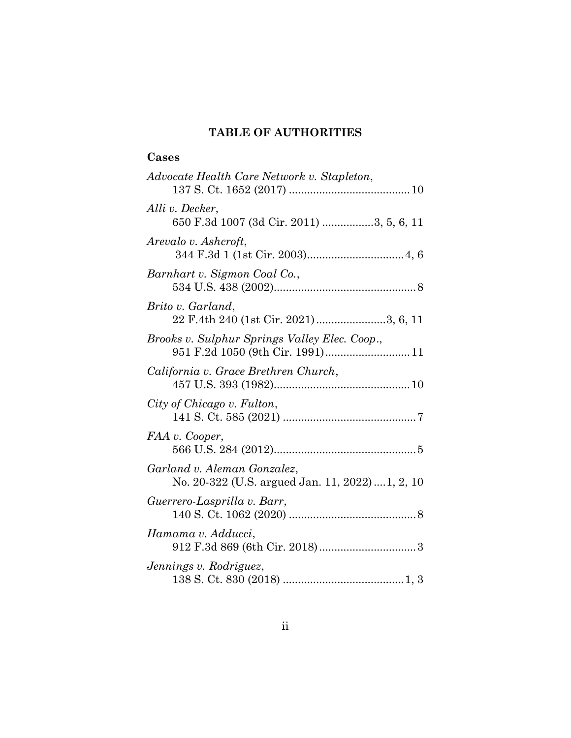## TABLE OF AUTHORITIES

### Cases

*Advocate Health Care Network v. Stapleton*, 137 S. Ct. 1652 (2017) ........................................ 10

*Alli v. Decker*, 650 F.3d 1007 (3d Cir. 2011) .................3, 5, 6, 11

*Arevalo v. Ashcroft*, 344 F.3d 1 (1st Cir. 2003)................................4, 6

*Barnhart v. Sigmon Coal Co.*, 534 U.S. 438 (2002)...............................................8

*Brito v. Garland*, 22 F.4th 240 (1st Cir. 2021).......................3, 6, 11

*Brooks v. Sulphur Springs Valley Elec. Coop.*, 951 F.2d 1050 (9th Cir. 1991)...........................11

*California v. Grace Brethren Church*, 457 U.S. 393 (1982).............................................10

*City of Chicago v. Fulton*, 141 S. Ct. 585 (2021) ............................................7

*FAA v. Cooper*, 566 U.S. 284 (2012)...............................................5

*Garland v. Aleman Gonzalez*, No. 20-322 (U.S. argued Jan. 11, 2022)....1, 2, 10

*Guerrero-Lasprilla v. Barr*, 140 S. Ct. 1062 (2020) ..........................................8

*Hamama v. Adducci*, 912 F.3d 869 (6th Cir. 2018)................................3

*Jennings v. Rodriguez*, 138 S. Ct. 830 (2018) ........................................1, 3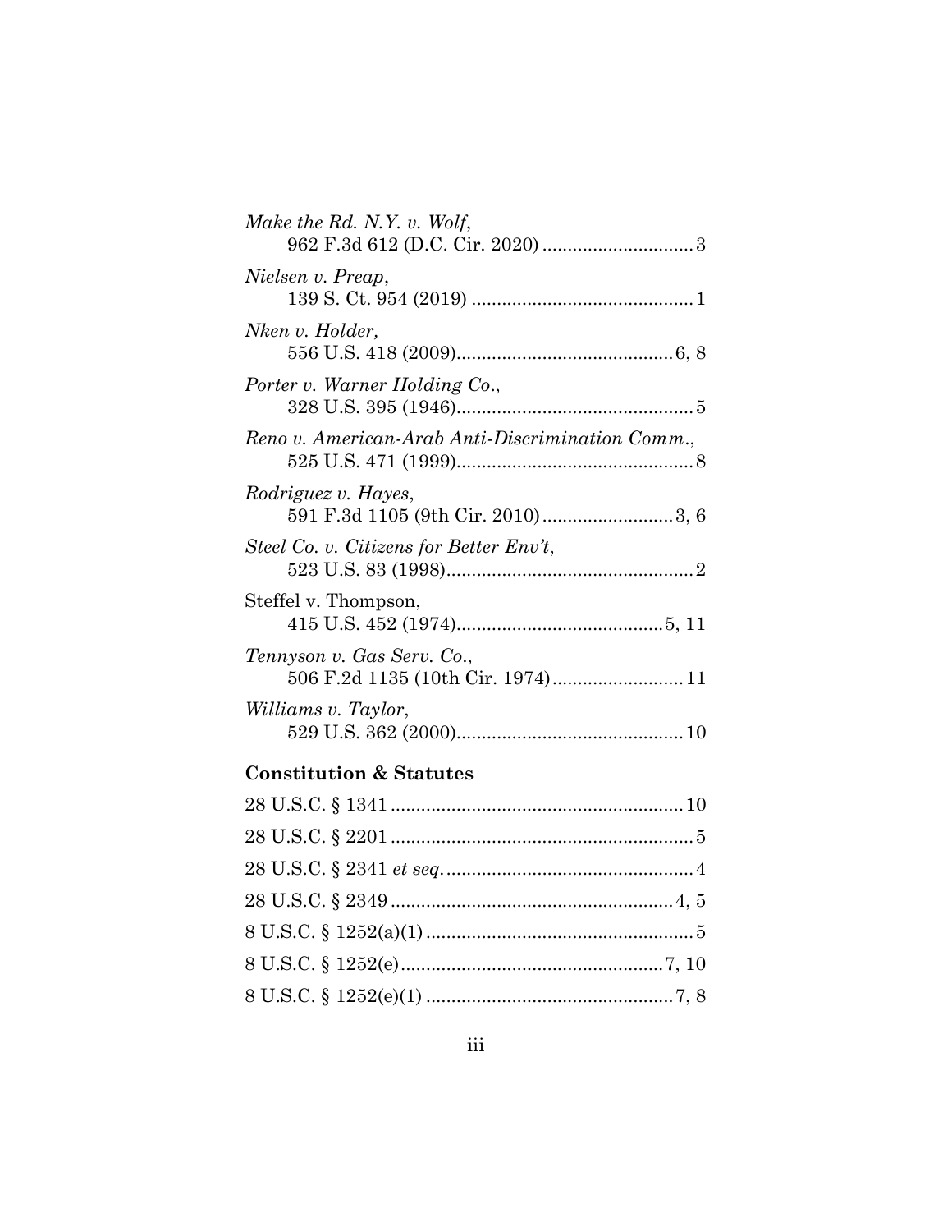*Make the Rd. N.Y. v. Wolf*,
962 F.3d 612 (D.C. Cir. 2020) ............................. 3

*Nielsen v. Preap*,
139 S. Ct. 954 (2019) ........................................... 1

*Nken v. Holder,*
556 U.S. 418 (2009).......................................... 6, 8

*Porter v. Warner Holding Co*.,
328 U.S. 395 (1946).............................................. 5

*Reno v. American-Arab Anti-Discrimination Comm*.,
525 U.S. 471 (1999).............................................. 8

*Rodriguez v. Hayes*,
591 F.3d 1105 (9th Cir. 2010).......................... 3, 6

*Steel Co. v. Citizens for Better Env't*,
523 U.S. 83 (1998)................................................ 2

Steffel v. Thompson,
415 U.S. 452 (1974)........................................ 5, 11

*Tennyson v. Gas Serv. Co*.,
506 F.2d 1135 (10th Cir. 1974)......................... 11

*Williams v. Taylor*,
529 U.S. 362 (2000)............................................ 10

## Constitution & Statutes

28 U.S.C. § 1341 ......................................................... 10

28 U.S.C. § 2201 ........................................................... 5

28 U.S.C. § 2341 *et seq*. ................................................ 4

28 U.S.C. § 2349 ...................................................... 4, 5

8 U.S.C. § 1252(a)(1) .................................................... 5

8 U.S.C. § 1252(e)................................................... 7, 10

8 U.S.C. § 1252(e)(1) ................................................ 7, 8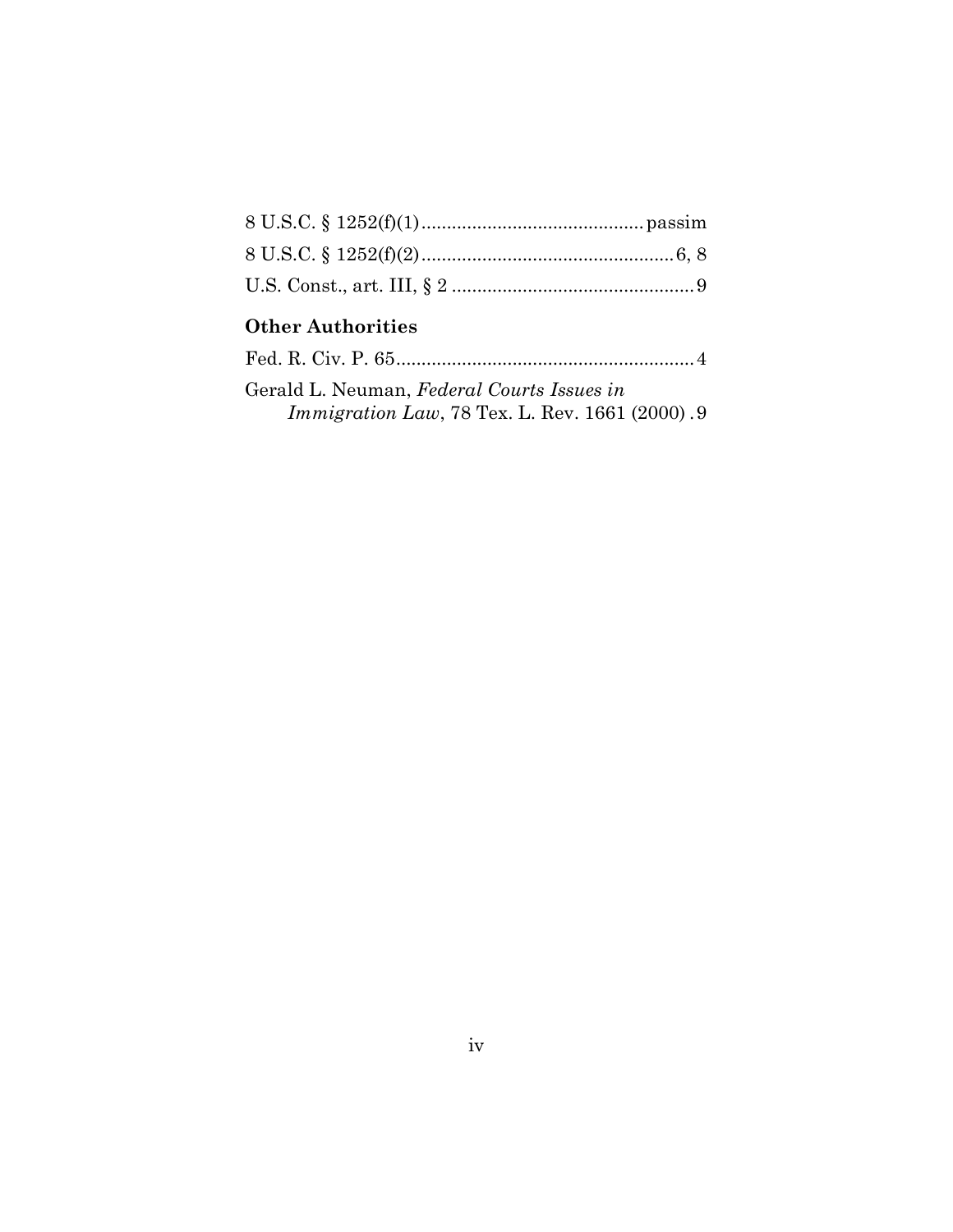8 U.S.C. § 1252(f)(1) ........................................... passim

8 U.S.C. § 1252(f)(2) ................................................. 6, 8

U.S. Const., art. III, § 2 ............................................... 9

**Other Authorities**

Fed. R. Civ. P. 65 .......................................................... 4

Gerald L. Neuman, *Federal Courts Issues in Immigration Law*, 78 Tex. L. Rev. 1661 (2000) . 9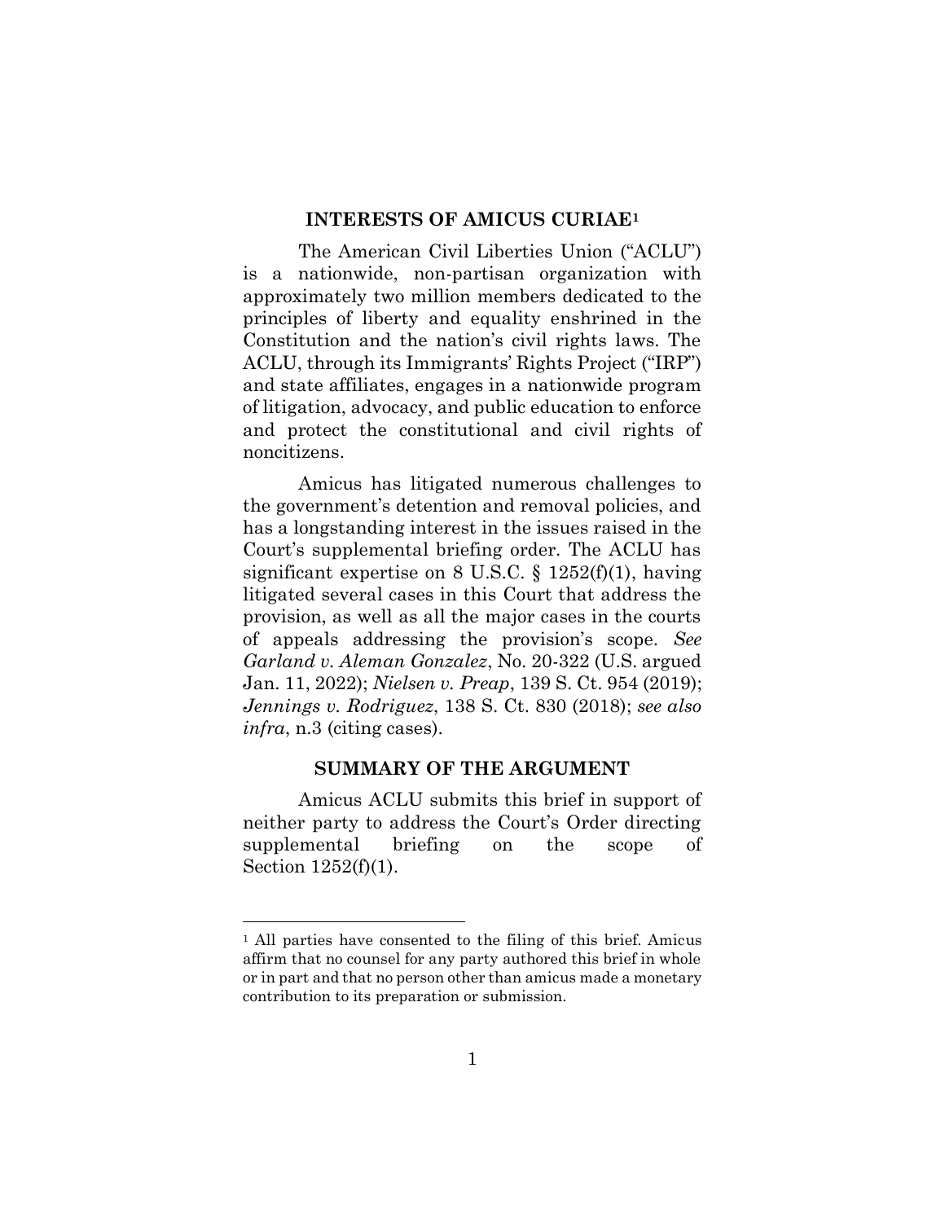## INTERESTS OF AMICUS CURIAE[1]

The American Civil Liberties Union ("ACLU") is a nationwide, non-partisan organization with approximately two million members dedicated to the principles of liberty and equality enshrined in the Constitution and the nation's civil rights laws. The ACLU, through its Immigrants' Rights Project ("IRP") and state affiliates, engages in a nationwide program of litigation, advocacy, and public education to enforce and protect the constitutional and civil rights of noncitizens.

Amicus has litigated numerous challenges to the government's detention and removal policies, and has a longstanding interest in the issues raised in the Court's supplemental briefing order. The ACLU has significant expertise on 8 U.S.C. § 1252(f)(1), having litigated several cases in this Court that address the provision, as well as all the major cases in the courts of appeals addressing the provision's scope. *See Garland v. Aleman Gonzalez*, No. 20-322 (U.S. argued Jan. 11, 2022); *Nielsen v. Preap*, 139 S. Ct. 954 (2019); *Jennings v. Rodriguez*, 138 S. Ct. 830 (2018); *see also infra*, n.3 (citing cases).

## SUMMARY OF THE ARGUMENT

Amicus ACLU submits this brief in support of neither party to address the Court's Order directing supplemental briefing on the scope of Section 1252(f)(1).

---

[1] All parties have consented to the filing of this brief. Amicus affirm that no counsel for any party authored this brief in whole or in part and that no person other than amicus made a monetary contribution to its preparation or submission.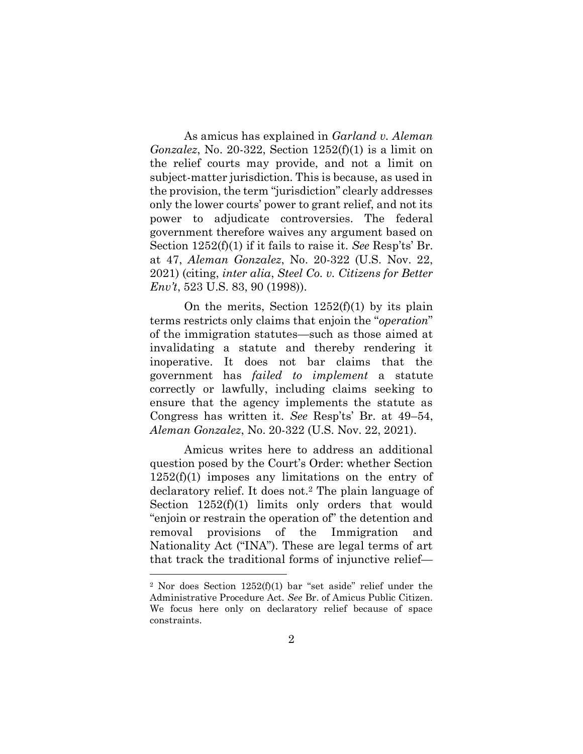As amicus has explained in *Garland v. Aleman Gonzalez*, No. 20-322, Section 1252(f)(1) is a limit on the relief courts may provide, and not a limit on subject-matter jurisdiction. This is because, as used in the provision, the term "jurisdiction" clearly addresses only the lower courts' power to grant relief, and not its power to adjudicate controversies. The federal government therefore waives any argument based on Section 1252(f)(1) if it fails to raise it. *See* Resp'ts' Br. at 47, *Aleman Gonzalez*, No. 20-322 (U.S. Nov. 22, 2021) (citing, *inter alia*, *Steel Co. v. Citizens for Better Env't*, 523 U.S. 83, 90 (1998)).

On the merits, Section 1252(f)(1) by its plain terms restricts only claims that enjoin the "*operation*" of the immigration statutes—such as those aimed at invalidating a statute and thereby rendering it inoperative. It does not bar claims that the government has *failed to implement* a statute correctly or lawfully, including claims seeking to ensure that the agency implements the statute as Congress has written it. *See* Resp'ts' Br. at 49–54, *Aleman Gonzalez*, No. 20-322 (U.S. Nov. 22, 2021).

Amicus writes here to address an additional question posed by the Court's Order: whether Section 1252(f)(1) imposes any limitations on the entry of declaratory relief. It does not.[2] The plain language of Section 1252(f)(1) limits only orders that would "enjoin or restrain the operation of" the detention and removal provisions of the Immigration and Nationality Act ("INA"). These are legal terms of art that track the traditional forms of injunctive relief—

[2] Nor does Section 1252(f)(1) bar "set aside" relief under the Administrative Procedure Act. *See* Br. of Amicus Public Citizen. We focus here only on declaratory relief because of space constraints.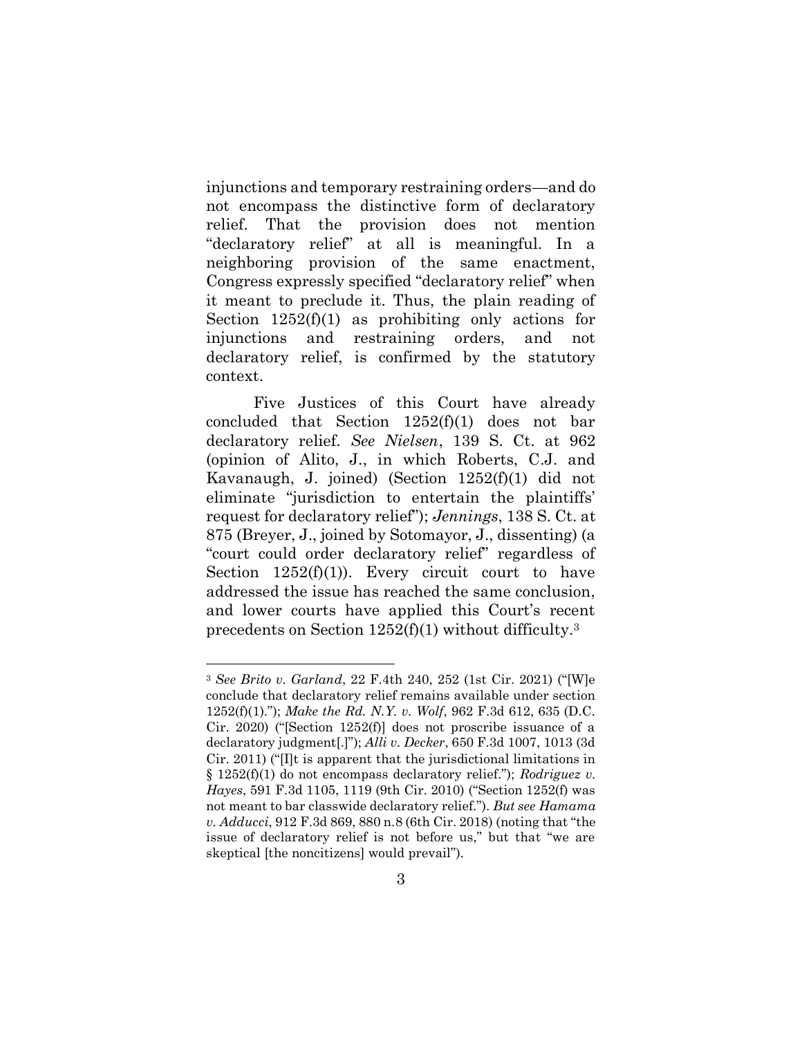injunctions and temporary restraining orders—and do not encompass the distinctive form of declaratory relief. That the provision does not mention "declaratory relief" at all is meaningful. In a neighboring provision of the same enactment, Congress expressly specified "declaratory relief" when it meant to preclude it. Thus, the plain reading of Section 1252(f)(1) as prohibiting only actions for injunctions and restraining orders, and not declaratory relief, is confirmed by the statutory context.

Five Justices of this Court have already concluded that Section 1252(f)(1) does not bar declaratory relief. *See Nielsen*, 139 S. Ct. at 962 (opinion of Alito, J., in which Roberts, C.J. and Kavanaugh, J. joined) (Section 1252(f)(1) did not eliminate "jurisdiction to entertain the plaintiffs' request for declaratory relief"); *Jennings*, 138 S. Ct. at 875 (Breyer, J., joined by Sotomayor, J., dissenting) (a "court could order declaratory relief" regardless of Section 1252(f)(1)). Every circuit court to have addressed the issue has reached the same conclusion, and lower courts have applied this Court's recent precedents on Section 1252(f)(1) without difficulty.[3]

---

[3] *See Brito v. Garland*, 22 F.4th 240, 252 (1st Cir. 2021) ("[W]e conclude that declaratory relief remains available under section 1252(f)(1)."); *Make the Rd. N.Y. v. Wolf*, 962 F.3d 612, 635 (D.C. Cir. 2020) ("[Section 1252(f)] does not proscribe issuance of a declaratory judgment[.]"); *Alli v. Decker*, 650 F.3d 1007, 1013 (3d Cir. 2011) ("[I]t is apparent that the jurisdictional limitations in § 1252(f)(1) do not encompass declaratory relief."); *Rodriguez v. Hayes*, 591 F.3d 1105, 1119 (9th Cir. 2010) ("Section 1252(f) was not meant to bar classwide declaratory relief."). *But see Hamama v. Adducci*, 912 F.3d 869, 880 n.8 (6th Cir. 2018) (noting that "the issue of declaratory relief is not before us," but that "we are skeptical [the noncitizens] would prevail").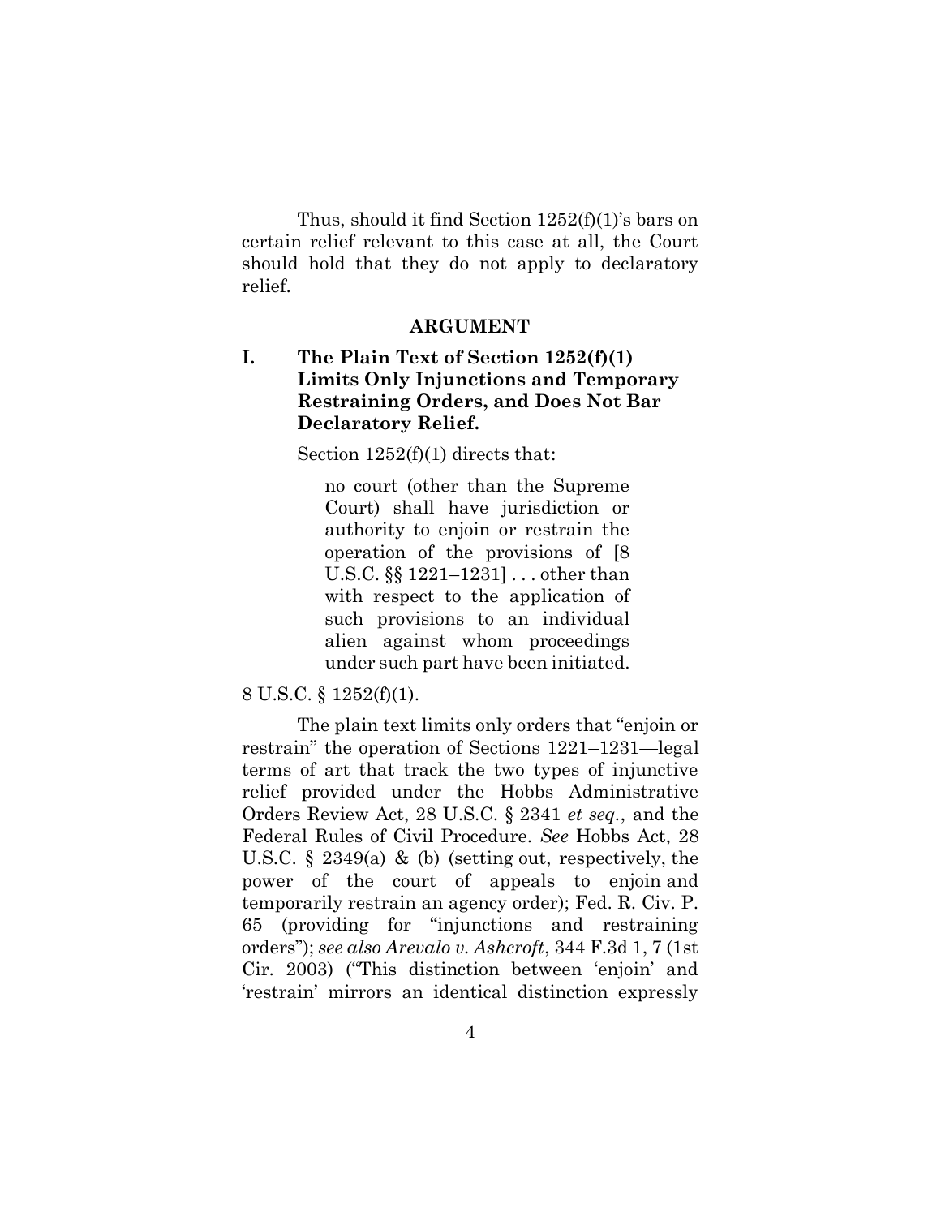Thus, should it find Section 1252(f)(1)'s bars on certain relief relevant to this case at all, the Court should hold that they do not apply to declaratory relief.

## ARGUMENT

### I. The Plain Text of Section 1252(f)(1) Limits Only Injunctions and Temporary Restraining Orders, and Does Not Bar Declaratory Relief.

Section 1252(f)(1) directs that:

> no court (other than the Supreme Court) shall have jurisdiction or authority to enjoin or restrain the operation of the provisions of [8 U.S.C. §§ 1221–1231] . . . other than with respect to the application of such provisions to an individual alien against whom proceedings under such part have been initiated.

8 U.S.C. § 1252(f)(1).

The plain text limits only orders that "enjoin or restrain" the operation of Sections 1221–1231—legal terms of art that track the two types of injunctive relief provided under the Hobbs Administrative Orders Review Act, 28 U.S.C. § 2341 *et seq.*, and the Federal Rules of Civil Procedure. *See* Hobbs Act, 28 U.S.C. § 2349(a) & (b) (setting out, respectively, the power of the court of appeals to enjoin and temporarily restrain an agency order); Fed. R. Civ. P. 65 (providing for "injunctions and restraining orders"); *see also Arevalo v. Ashcroft*, 344 F.3d 1, 7 (1st Cir. 2003) ("This distinction between 'enjoin' and 'restrain' mirrors an identical distinction expressly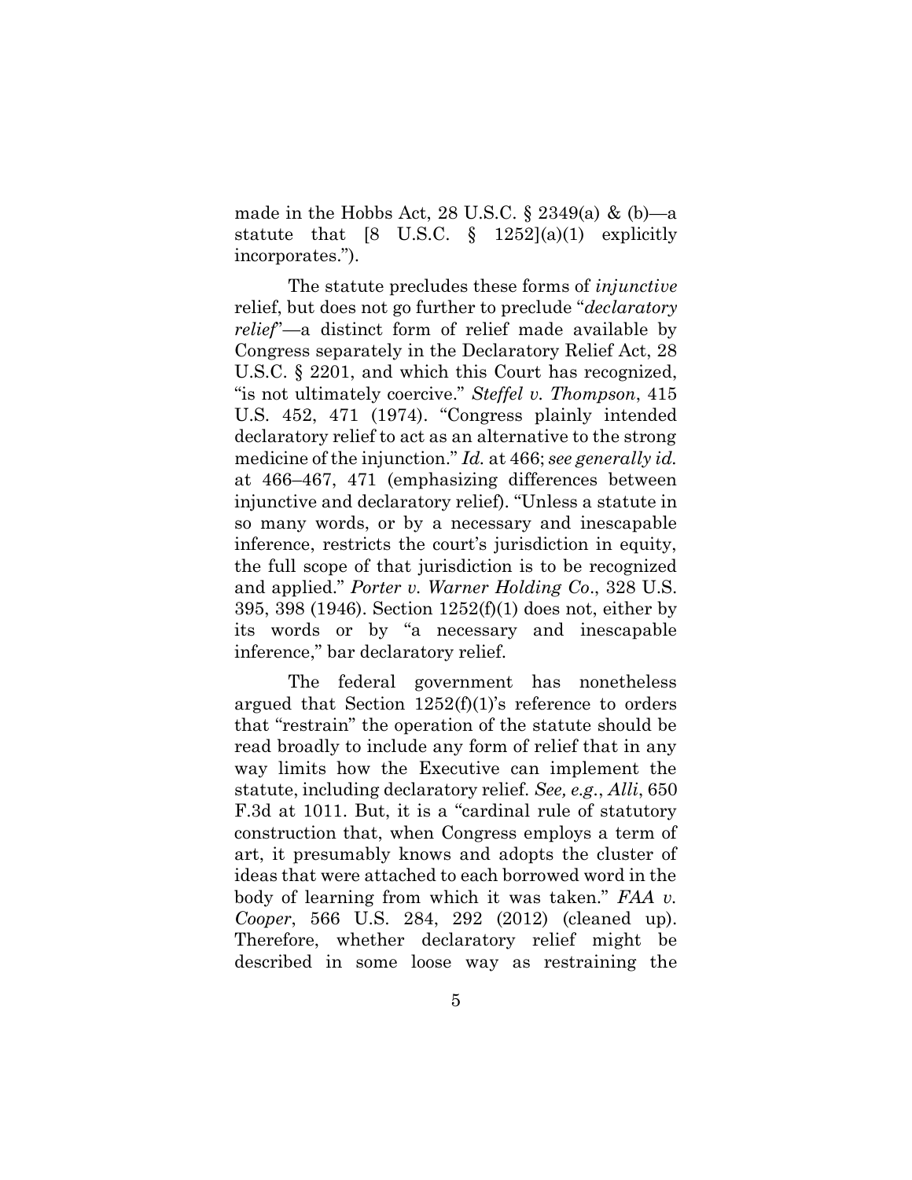made in the Hobbs Act, 28 U.S.C. § 2349(a) & (b)—a statute that [8 U.S.C. § 1252](a)(1) explicitly incorporates.").

The statute precludes these forms of *injunctive* relief, but does not go further to preclude "*declaratory relief*"—a distinct form of relief made available by Congress separately in the Declaratory Relief Act, 28 U.S.C. § 2201, and which this Court has recognized, "is not ultimately coercive." *Steffel v. Thompson*, 415 U.S. 452, 471 (1974). "Congress plainly intended declaratory relief to act as an alternative to the strong medicine of the injunction." *Id.* at 466; *see generally id.* at 466–467, 471 (emphasizing differences between injunctive and declaratory relief). "Unless a statute in so many words, or by a necessary and inescapable inference, restricts the court's jurisdiction in equity, the full scope of that jurisdiction is to be recognized and applied." *Porter v. Warner Holding Co*., 328 U.S. 395, 398 (1946). Section 1252(f)(1) does not, either by its words or by "a necessary and inescapable inference," bar declaratory relief.

The federal government has nonetheless argued that Section 1252(f)(1)'s reference to orders that "restrain" the operation of the statute should be read broadly to include any form of relief that in any way limits how the Executive can implement the statute, including declaratory relief. *See, e.g.*, *Alli*, 650 F.3d at 1011. But, it is a "cardinal rule of statutory construction that, when Congress employs a term of art, it presumably knows and adopts the cluster of ideas that were attached to each borrowed word in the body of learning from which it was taken." *FAA v. Cooper*, 566 U.S. 284, 292 (2012) (cleaned up). Therefore, whether declaratory relief might be described in some loose way as restraining the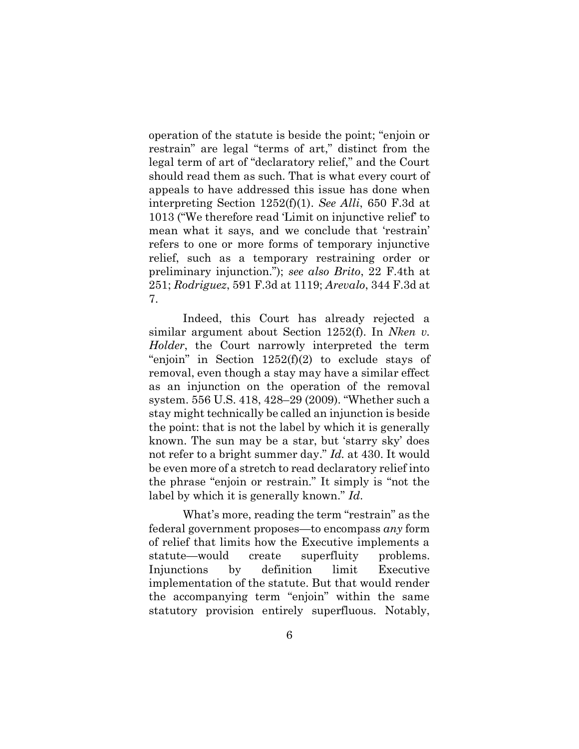operation of the statute is beside the point; "enjoin or restrain" are legal "terms of art," distinct from the legal term of art of "declaratory relief," and the Court should read them as such. That is what every court of appeals to have addressed this issue has done when interpreting Section 1252(f)(1). *See Alli*, 650 F.3d at 1013 ("We therefore read 'Limit on injunctive relief' to mean what it says, and we conclude that 'restrain' refers to one or more forms of temporary injunctive relief, such as a temporary restraining order or preliminary injunction."); *see also Brito*, 22 F.4th at 251; *Rodriguez*, 591 F.3d at 1119; *Arevalo*, 344 F.3d at 7.

Indeed, this Court has already rejected a similar argument about Section 1252(f). In *Nken v. Holder*, the Court narrowly interpreted the term "enjoin" in Section 1252(f)(2) to exclude stays of removal, even though a stay may have a similar effect as an injunction on the operation of the removal system. 556 U.S. 418, 428–29 (2009). "Whether such a stay might technically be called an injunction is beside the point: that is not the label by which it is generally known. The sun may be a star, but 'starry sky' does not refer to a bright summer day." *Id.* at 430. It would be even more of a stretch to read declaratory relief into the phrase "enjoin or restrain." It simply is "not the label by which it is generally known." *Id*.

What's more, reading the term "restrain" as the federal government proposes—to encompass *any* form of relief that limits how the Executive implements a statute—would create superfluity problems. Injunctions by definition limit Executive implementation of the statute. But that would render the accompanying term "enjoin" within the same statutory provision entirely superfluous. Notably,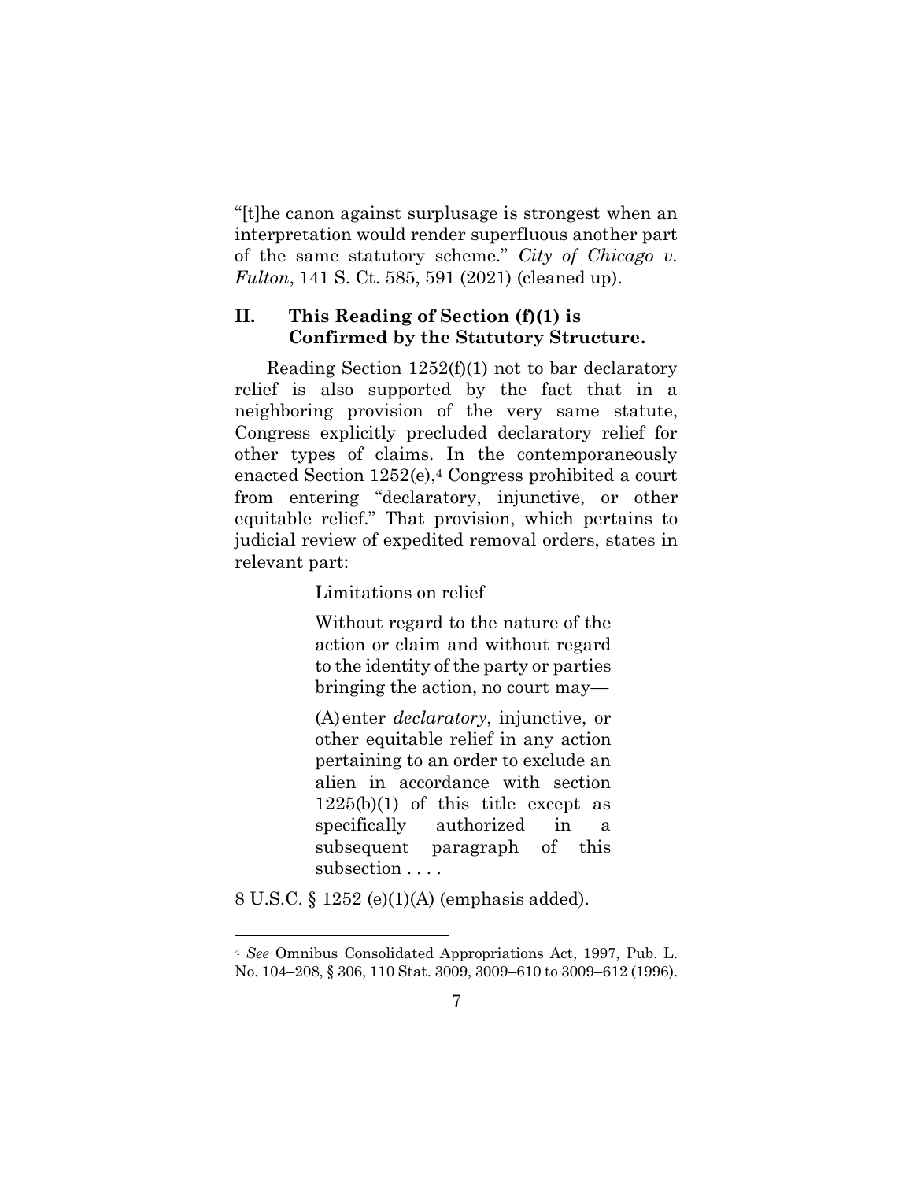"[t]he canon against surplusage is strongest when an interpretation would render superfluous another part of the same statutory scheme." *City of Chicago v. Fulton*, 141 S. Ct. 585, 591 (2021) (cleaned up).

## II. This Reading of Section (f)(1) is Confirmed by the Statutory Structure.

Reading Section 1252(f)(1) not to bar declaratory relief is also supported by the fact that in a neighboring provision of the very same statute, Congress explicitly precluded declaratory relief for other types of claims. In the contemporaneously enacted Section 1252(e),[4] Congress prohibited a court from entering "declaratory, injunctive, or other equitable relief." That provision, which pertains to judicial review of expedited removal orders, states in relevant part:

> Limitations on relief
>
> Without regard to the nature of the action or claim and without regard to the identity of the party or parties bringing the action, no court may—
>
> (A) enter *declaratory*, injunctive, or other equitable relief in any action pertaining to an order to exclude an alien in accordance with section 1225(b)(1) of this title except as specifically authorized in a subsequent paragraph of this subsection . . . .

8 U.S.C. § 1252 (e)(1)(A) (emphasis added).

---

[4] *See* Omnibus Consolidated Appropriations Act, 1997, Pub. L. No. 104–208, § 306, 110 Stat. 3009, 3009–610 to 3009–612 (1996).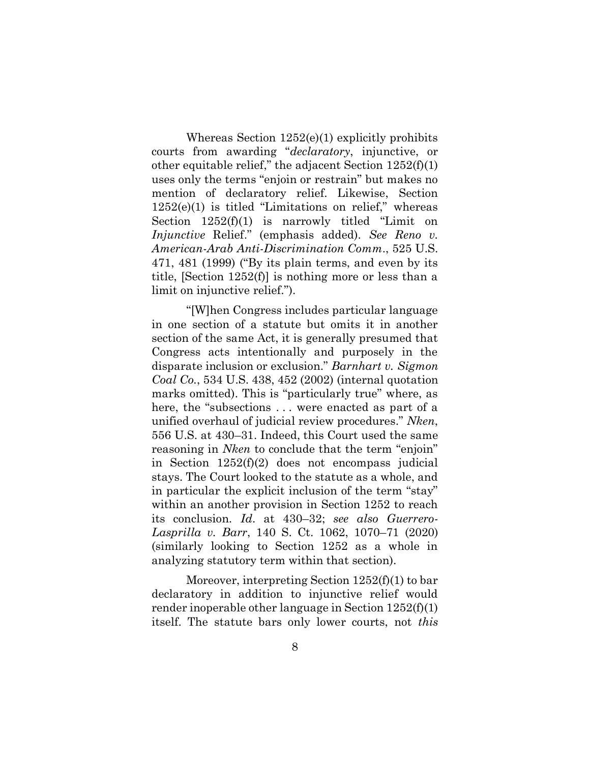Whereas Section 1252(e)(1) explicitly prohibits courts from awarding "*declaratory*, injunctive, or other equitable relief," the adjacent Section 1252(f)(1) uses only the terms "enjoin or restrain" but makes no mention of declaratory relief. Likewise, Section 1252(e)(1) is titled "Limitations on relief," whereas Section 1252(f)(1) is narrowly titled "Limit on *Injunctive* Relief." (emphasis added). *See Reno v. American-Arab Anti-Discrimination Comm*., 525 U.S. 471, 481 (1999) ("By its plain terms, and even by its title, [Section 1252(f)] is nothing more or less than a limit on injunctive relief.").

"[W]hen Congress includes particular language in one section of a statute but omits it in another section of the same Act, it is generally presumed that Congress acts intentionally and purposely in the disparate inclusion or exclusion." *Barnhart v. Sigmon Coal Co.*, 534 U.S. 438, 452 (2002) (internal quotation marks omitted). This is "particularly true" where, as here, the "subsections . . . were enacted as part of a unified overhaul of judicial review procedures." *Nken*, 556 U.S. at 430–31. Indeed, this Court used the same reasoning in *Nken* to conclude that the term "enjoin" in Section 1252(f)(2) does not encompass judicial stays. The Court looked to the statute as a whole, and in particular the explicit inclusion of the term "stay" within an another provision in Section 1252 to reach its conclusion. *Id*. at 430–32; *see also Guerrero-Lasprilla v. Barr*, 140 S. Ct. 1062, 1070–71 (2020) (similarly looking to Section 1252 as a whole in analyzing statutory term within that section).

Moreover, interpreting Section 1252(f)(1) to bar declaratory in addition to injunctive relief would render inoperable other language in Section 1252(f)(1) itself. The statute bars only lower courts, not *this*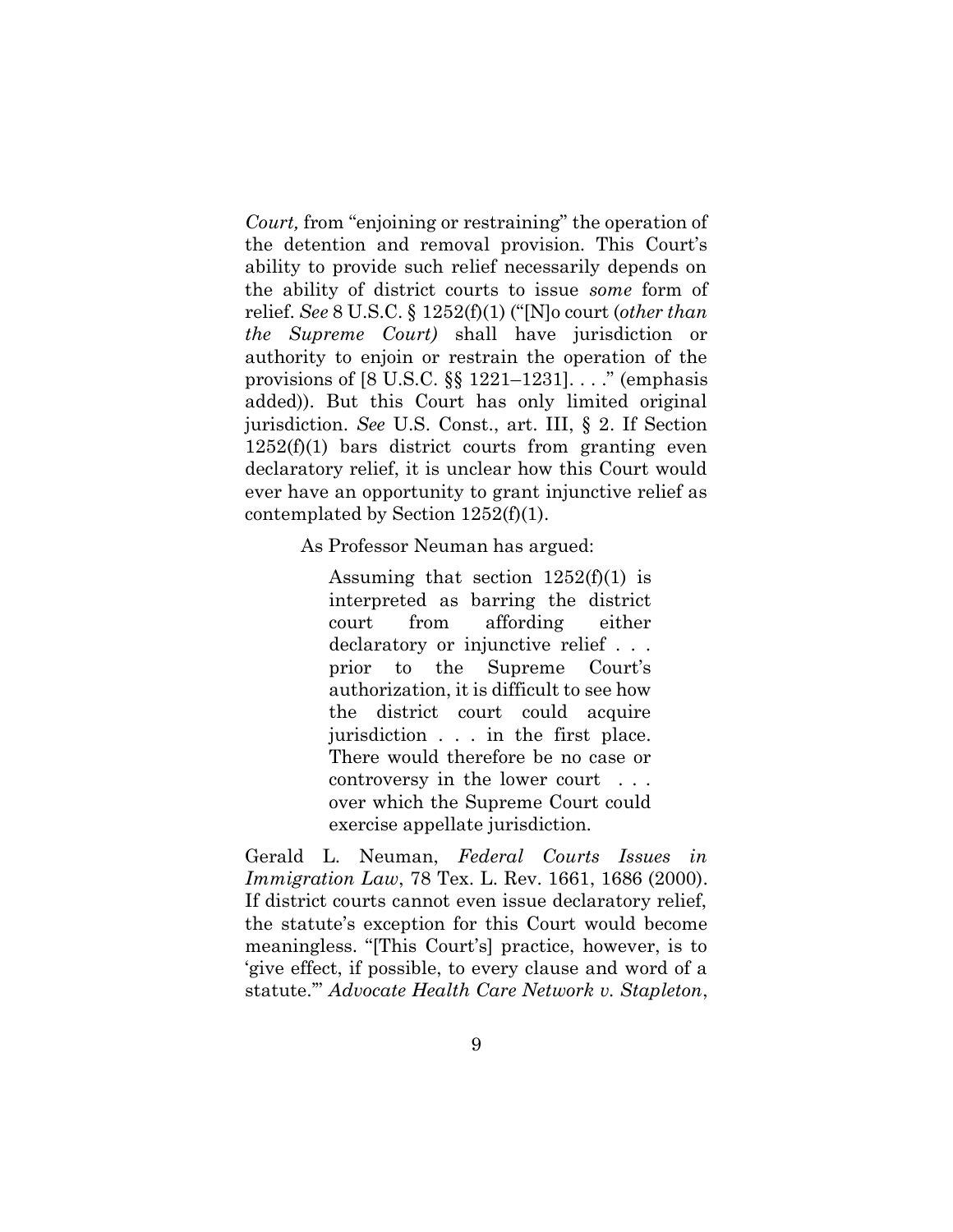*Court,* from "enjoining or restraining" the operation of the detention and removal provision. This Court's ability to provide such relief necessarily depends on the ability of district courts to issue *some* form of relief. *See* 8 U.S.C. § 1252(f)(1) ("[N]o court (*other than the Supreme Court)* shall have jurisdiction or authority to enjoin or restrain the operation of the provisions of [8 U.S.C. §§ 1221–1231]. . . ." (emphasis added)). But this Court has only limited original jurisdiction. *See* U.S. Const., art. III, § 2. If Section 1252(f)(1) bars district courts from granting even declaratory relief, it is unclear how this Court would ever have an opportunity to grant injunctive relief as contemplated by Section 1252(f)(1).

As Professor Neuman has argued:

> Assuming that section 1252(f)(1) is interpreted as barring the district court from affording either declaratory or injunctive relief . . . prior to the Supreme Court's authorization, it is difficult to see how the district court could acquire jurisdiction . . . in the first place. There would therefore be no case or controversy in the lower court . . . over which the Supreme Court could exercise appellate jurisdiction.

Gerald L. Neuman, *Federal Courts Issues in Immigration Law*, 78 Tex. L. Rev. 1661, 1686 (2000). If district courts cannot even issue declaratory relief, the statute's exception for this Court would become meaningless. "[This Court's] practice, however, is to 'give effect, if possible, to every clause and word of a statute.'" *Advocate Health Care Network v. Stapleton*,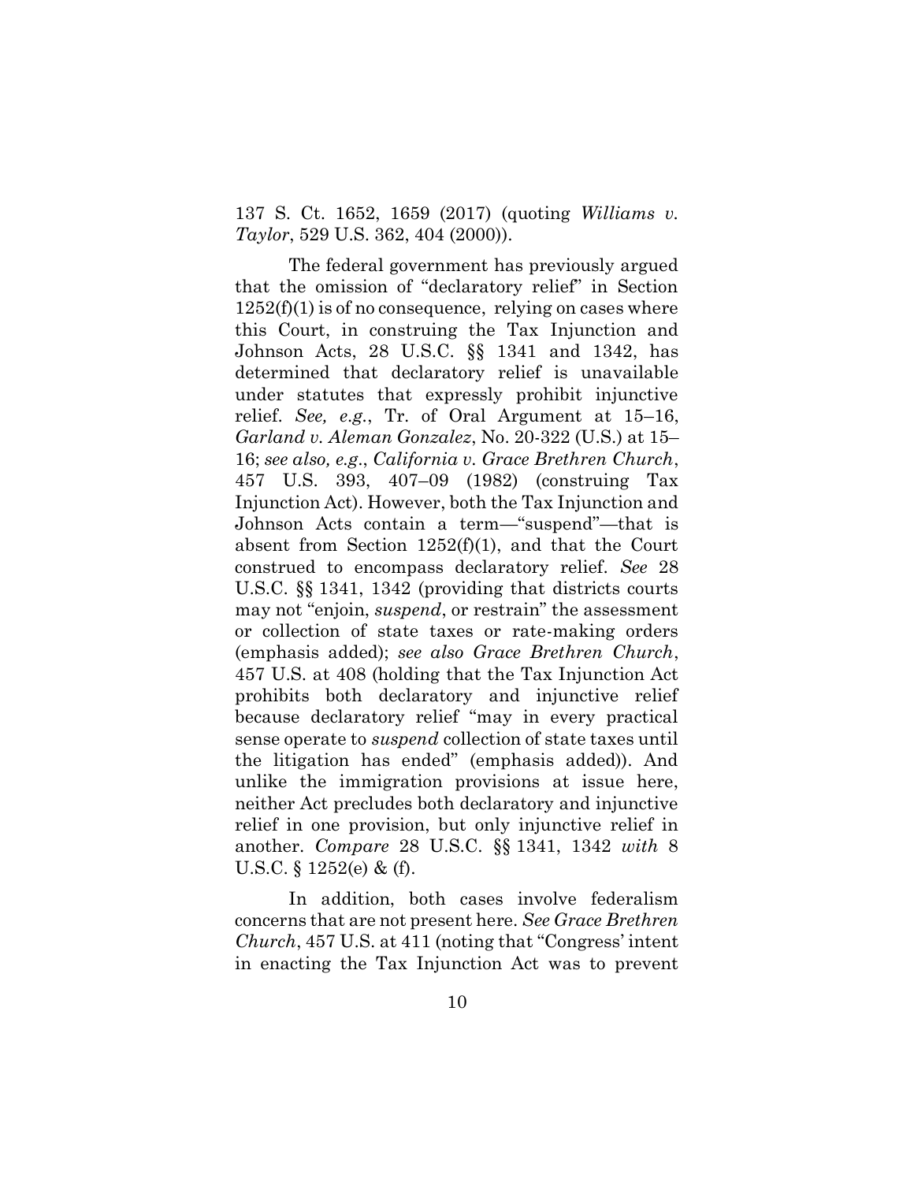137 S. Ct. 1652, 1659 (2017) (quoting *Williams v. Taylor*, 529 U.S. 362, 404 (2000)).

The federal government has previously argued that the omission of "declaratory relief" in Section 1252(f)(1) is of no consequence, relying on cases where this Court, in construing the Tax Injunction and Johnson Acts, 28 U.S.C. §§ 1341 and 1342, has determined that declaratory relief is unavailable under statutes that expressly prohibit injunctive relief. *See, e.g.*, Tr. of Oral Argument at 15–16, *Garland v. Aleman Gonzalez*, No. 20-322 (U.S.) at 15–16; *see also, e.g.*, *California v. Grace Brethren Church*, 457 U.S. 393, 407–09 (1982) (construing Tax Injunction Act). However, both the Tax Injunction and Johnson Acts contain a term—"suspend"—that is absent from Section 1252(f)(1), and that the Court construed to encompass declaratory relief. *See* 28 U.S.C. §§ 1341, 1342 (providing that districts courts may not "enjoin, *suspend*, or restrain" the assessment or collection of state taxes or rate-making orders (emphasis added); *see also Grace Brethren Church*, 457 U.S. at 408 (holding that the Tax Injunction Act prohibits both declaratory and injunctive relief because declaratory relief "may in every practical sense operate to *suspend* collection of state taxes until the litigation has ended" (emphasis added)). And unlike the immigration provisions at issue here, neither Act precludes both declaratory and injunctive relief in one provision, but only injunctive relief in another. *Compare* 28 U.S.C. §§ 1341, 1342 *with* 8 U.S.C. § 1252(e) & (f).

In addition, both cases involve federalism concerns that are not present here. *See Grace Brethren Church*, 457 U.S. at 411 (noting that "Congress' intent in enacting the Tax Injunction Act was to prevent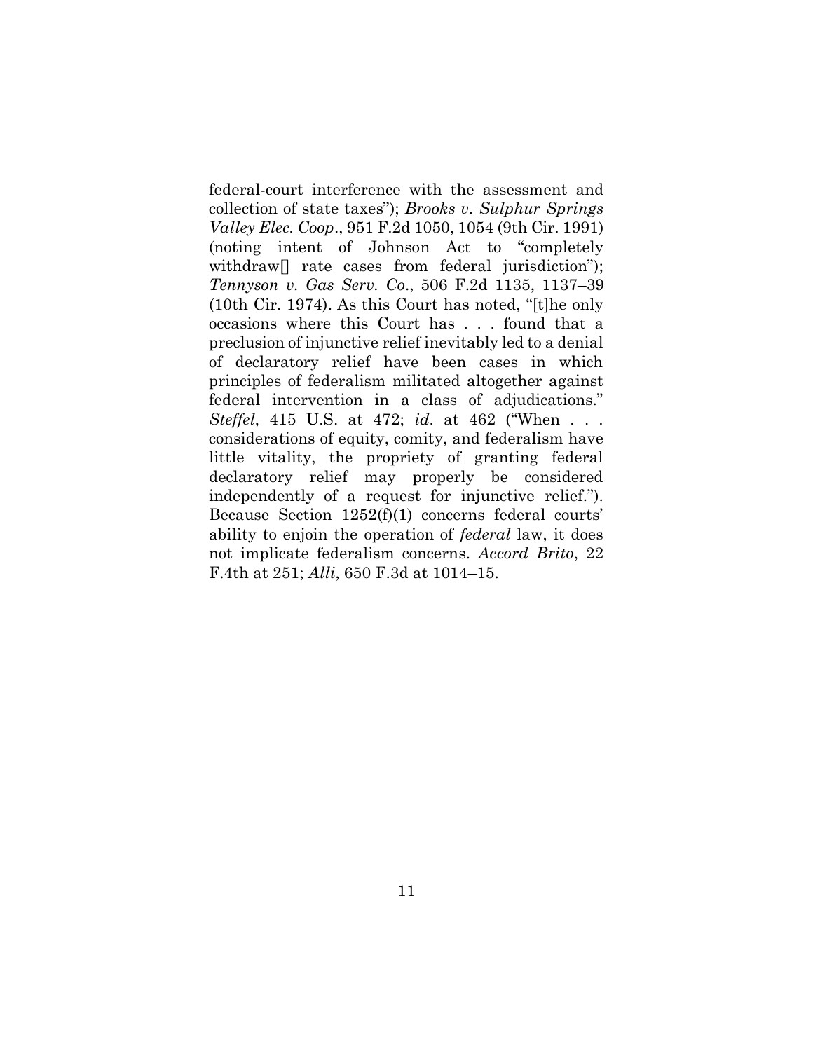federal-court interference with the assessment and collection of state taxes"); *Brooks v. Sulphur Springs Valley Elec. Coop*., 951 F.2d 1050, 1054 (9th Cir. 1991) (noting intent of Johnson Act to "completely withdraw[] rate cases from federal jurisdiction"); *Tennyson v. Gas Serv. Co*., 506 F.2d 1135, 1137–39 (10th Cir. 1974). As this Court has noted, "[t]he only occasions where this Court has . . . found that a preclusion of injunctive relief inevitably led to a denial of declaratory relief have been cases in which principles of federalism militated altogether against federal intervention in a class of adjudications." *Steffel*, 415 U.S. at 472; *id.* at 462 ("When . . . considerations of equity, comity, and federalism have little vitality, the propriety of granting federal declaratory relief may properly be considered independently of a request for injunctive relief."). Because Section 1252(f)(1) concerns federal courts' ability to enjoin the operation of *federal* law, it does not implicate federalism concerns. *Accord Brito*, 22 F.4th at 251; *Alli*, 650 F.3d at 1014–15.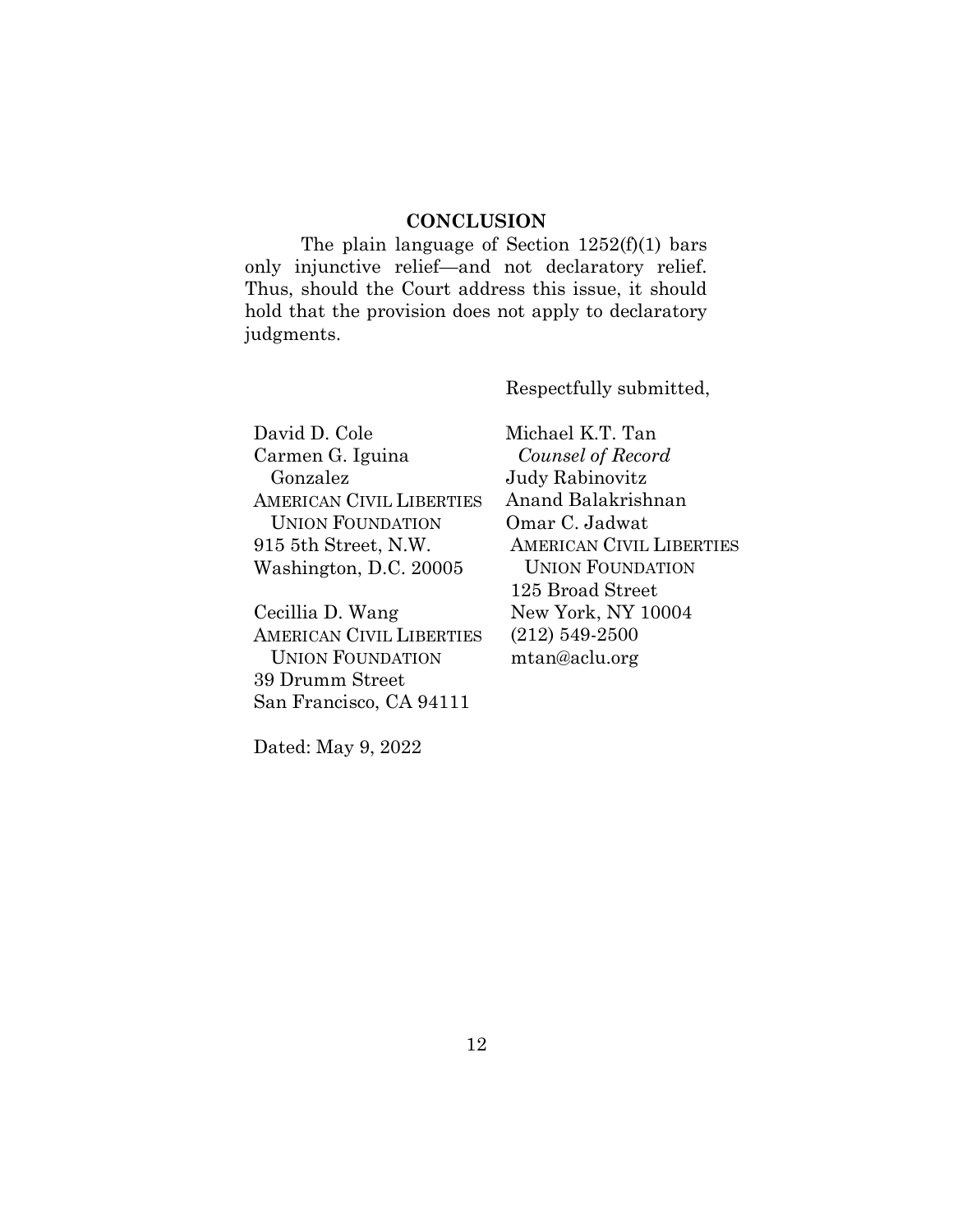## CONCLUSION

The plain language of Section 1252(f)(1) bars only injunctive relief—and not declaratory relief. Thus, should the Court address this issue, it should hold that the provision does not apply to declaratory judgments.

Respectfully submitted,

Michael K.T. Tan
*Counsel of Record*
Judy Rabinovitz
Anand Balakrishnan
Omar C. Jadwat
AMERICAN CIVIL LIBERTIES UNION FOUNDATION
125 Broad Street
New York, NY 10004
(212) 549-2500
mtan@aclu.org

David D. Cole
Carmen G. Iguina Gonzalez
AMERICAN CIVIL LIBERTIES UNION FOUNDATION
915 5th Street, N.W.
Washington, D.C. 20005

Cecillia D. Wang
AMERICAN CIVIL LIBERTIES UNION FOUNDATION
39 Drumm Street
San Francisco, CA 94111

Dated: May 9, 2022